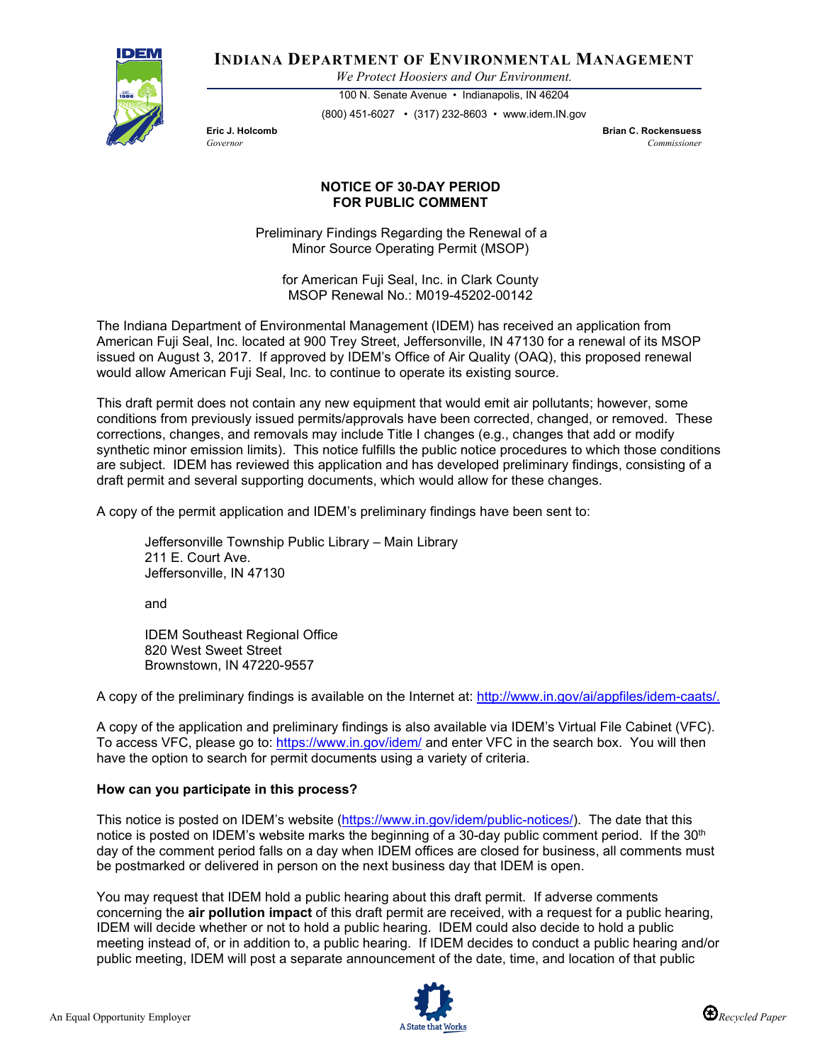**INDIANA DEPARTMENT OF ENVIRONMENTAL MANAGEMENT**

*We Protect Hoosiers and Our Environment.*

100 N. Senate Avenue • Indianapolis, IN 46204

(800) 451-6027 • (317) 232-8603 • www.idem.IN.gov

**Eric J. Holcomb**
*Governor*

**Brian C. Rockensuess**
*Commissioner*

## NOTICE OF 30-DAY PERIOD FOR PUBLIC COMMENT

Preliminary Findings Regarding the Renewal of a Minor Source Operating Permit (MSOP)

for American Fuji Seal, Inc. in Clark County
MSOP Renewal No.: M019-45202-00142

The Indiana Department of Environmental Management (IDEM) has received an application from American Fuji Seal, Inc. located at 900 Trey Street, Jeffersonville, IN 47130 for a renewal of its MSOP issued on August 3, 2017. If approved by IDEM's Office of Air Quality (OAQ), this proposed renewal would allow American Fuji Seal, Inc. to continue to operate its existing source.

This draft permit does not contain any new equipment that would emit air pollutants; however, some conditions from previously issued permits/approvals have been corrected, changed, or removed. These corrections, changes, and removals may include Title I changes (e.g., changes that add or modify synthetic minor emission limits). This notice fulfills the public notice procedures to which those conditions are subject. IDEM has reviewed this application and has developed preliminary findings, consisting of a draft permit and several supporting documents, which would allow for these changes.

A copy of the permit application and IDEM's preliminary findings have been sent to:

> Jeffersonville Township Public Library – Main Library
> 211 E. Court Ave.
> Jeffersonville, IN 47130
>
> and
>
> IDEM Southeast Regional Office
> 820 West Sweet Street
> Brownstown, IN 47220-9557

A copy of the preliminary findings is available on the Internet at: http://www.in.gov/ai/appfiles/idem-caats/.

A copy of the application and preliminary findings is also available via IDEM's Virtual File Cabinet (VFC). To access VFC, please go to: https://www.in.gov/idem/ and enter VFC in the search box. You will then have the option to search for permit documents using a variety of criteria.

**How can you participate in this process?**

This notice is posted on IDEM's website (https://www.in.gov/idem/public-notices/). The date that this notice is posted on IDEM's website marks the beginning of a 30-day public comment period. If the 30th day of the comment period falls on a day when IDEM offices are closed for business, all comments must be postmarked or delivered in person on the next business day that IDEM is open.

You may request that IDEM hold a public hearing about this draft permit. If adverse comments concerning the **air pollution impact** of this draft permit are received, with a request for a public hearing, IDEM will decide whether or not to hold a public hearing. IDEM could also decide to hold a public meeting instead of, or in addition to, a public hearing. If IDEM decides to conduct a public hearing and/or public meeting, IDEM will post a separate announcement of the date, time, and location of that public

An Equal Opportunity Employer

*Recycled Paper*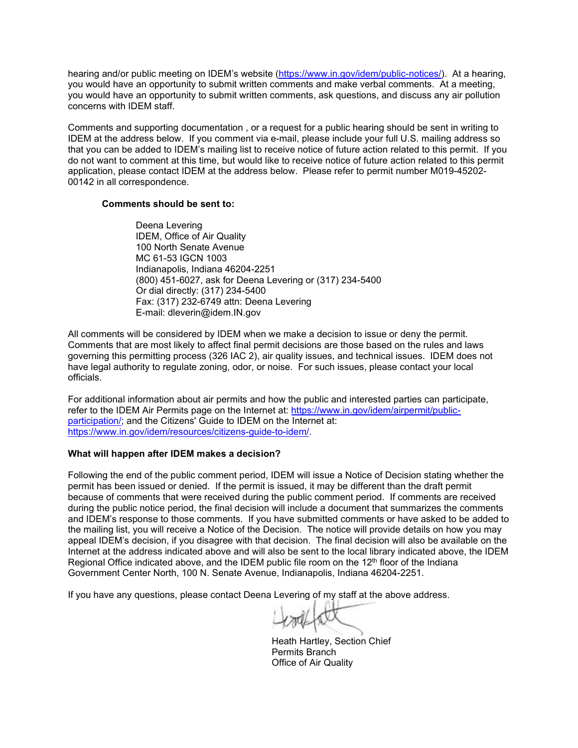hearing and/or public meeting on IDEM's website ([https://www.in.gov/idem/public-notices/](https://www.in.gov/idem/public-notices/)). At a hearing, you would have an opportunity to submit written comments and make verbal comments. At a meeting, you would have an opportunity to submit written comments, ask questions, and discuss any air pollution concerns with IDEM staff.

Comments and supporting documentation , or a request for a public hearing should be sent in writing to IDEM at the address below. If you comment via e-mail, please include your full U.S. mailing address so that you can be added to IDEM's mailing list to receive notice of future action related to this permit. If you do not want to comment at this time, but would like to receive notice of future action related to this permit application, please contact IDEM at the address below. Please refer to permit number M019-45202-00142 in all correspondence.

**Comments should be sent to:**

Deena Levering
IDEM, Office of Air Quality
100 North Senate Avenue
MC 61-53 IGCN 1003
Indianapolis, Indiana 46204-2251
(800) 451-6027, ask for Deena Levering or (317) 234-5400
Or dial directly: (317) 234-5400
Fax: (317) 232-6749 attn: Deena Levering
E-mail: dleverin@idem.IN.gov

All comments will be considered by IDEM when we make a decision to issue or deny the permit. Comments that are most likely to affect final permit decisions are those based on the rules and laws governing this permitting process (326 IAC 2), air quality issues, and technical issues. IDEM does not have legal authority to regulate zoning, odor, or noise. For such issues, please contact your local officials.

For additional information about air permits and how the public and interested parties can participate, refer to the IDEM Air Permits page on the Internet at: [https://www.in.gov/idem/airpermit/public-participation/](https://www.in.gov/idem/airpermit/public-participation/); and the Citizens' Guide to IDEM on the Internet at: [https://www.in.gov/idem/resources/citizens-guide-to-idem/](https://www.in.gov/idem/resources/citizens-guide-to-idem/).

**What will happen after IDEM makes a decision?**

Following the end of the public comment period, IDEM will issue a Notice of Decision stating whether the permit has been issued or denied. If the permit is issued, it may be different than the draft permit because of comments that were received during the public comment period. If comments are received during the public notice period, the final decision will include a document that summarizes the comments and IDEM's response to those comments. If you have submitted comments or have asked to be added to the mailing list, you will receive a Notice of the Decision. The notice will provide details on how you may appeal IDEM's decision, if you disagree with that decision. The final decision will also be available on the Internet at the address indicated above and will also be sent to the local library indicated above, the IDEM Regional Office indicated above, and the IDEM public file room on the 12th floor of the Indiana Government Center North, 100 N. Senate Avenue, Indianapolis, Indiana 46204-2251.

If you have any questions, please contact Deena Levering of my staff at the above address.

Heath Hartley, Section Chief
Permits Branch
Office of Air Quality